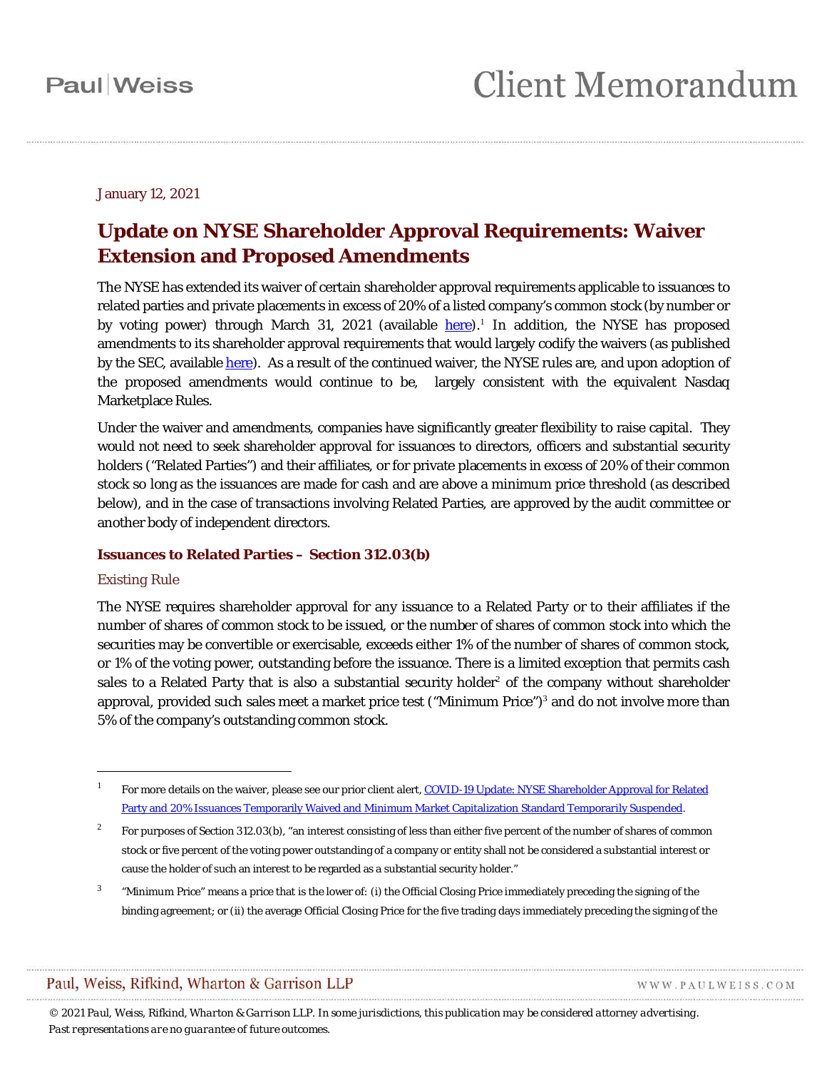Paul|Weiss

# Client Memorandum

January 12, 2021

## Update on NYSE Shareholder Approval Requirements: Waiver Extension and Proposed Amendments

The NYSE has extended its waiver of certain shareholder approval requirements applicable to issuances to related parties and private placements in excess of 20% of a listed company's common stock (by number or by voting power) through March 31, 2021 (available [here](#)).[1] In addition, the NYSE has proposed amendments to its shareholder approval requirements that would largely codify the waivers (as published by the SEC, available [here](#)). As a result of the continued waiver, the NYSE rules are, and upon adoption of the proposed amendments would continue to be, largely consistent with the equivalent Nasdaq Marketplace Rules.

Under the waiver and amendments, companies have significantly greater flexibility to raise capital. They would not need to seek shareholder approval for issuances to directors, officers and substantial security holders ("Related Parties") and their affiliates, or for private placements in excess of 20% of their common stock so long as the issuances are made for cash and are above a minimum price threshold (as described below), and in the case of transactions involving Related Parties, are approved by the audit committee or another body of independent directors.

### Issuances to Related Parties – Section 312.03(b)

#### Existing Rule

The NYSE requires shareholder approval for any issuance to a Related Party or to their affiliates if the number of shares of common stock to be issued, or the number of shares of common stock into which the securities may be convertible or exercisable, exceeds either 1% of the number of shares of common stock, or 1% of the voting power, outstanding before the issuance. There is a limited exception that permits cash sales to a Related Party that is also a substantial security holder[2] of the company without shareholder approval, provided such sales meet a market price test ("Minimum Price")[3] and do not involve more than 5% of the company's outstanding common stock.

---

[1] For more details on the waiver, please see our prior client alert, [COVID-19 Update: NYSE Shareholder Approval for Related Party and 20% Issuances Temporarily Waived and Minimum Market Capitalization Standard Temporarily Suspended](#).

[2] For purposes of Section 312.03(b), "an interest consisting of less than either five percent of the number of shares of common stock or five percent of the voting power outstanding of a company or entity shall not be considered a substantial interest or cause the holder of such an interest to be regarded as a substantial security holder."

[3] "Minimum Price" means a price that is the lower of: (i) the Official Closing Price immediately preceding the signing of the binding agreement; or (ii) the average Official Closing Price for the five trading days immediately preceding the signing of the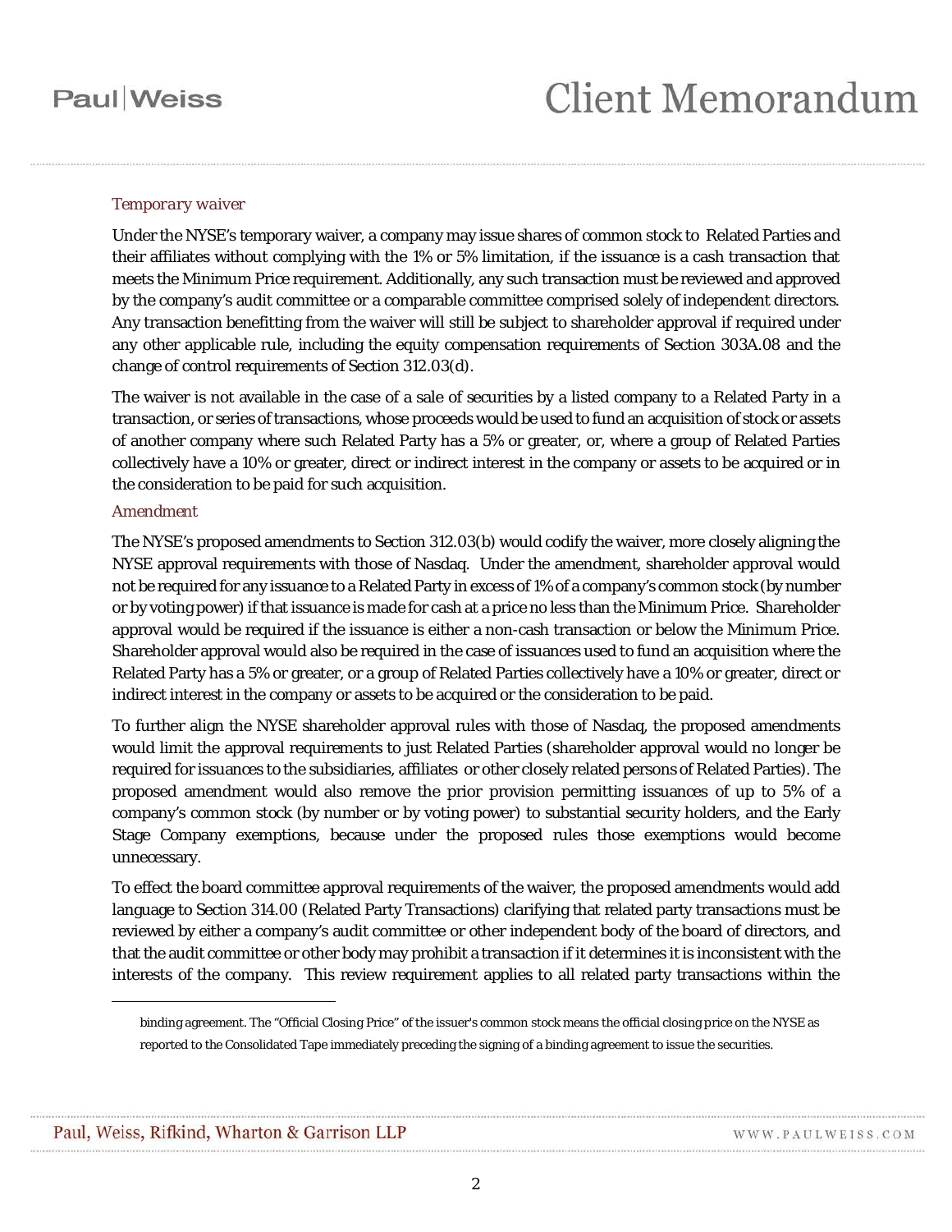*Temporary waiver*

Under the NYSE's temporary waiver, a company may issue shares of common stock to Related Parties and their affiliates without complying with the 1% or 5% limitation, if the issuance is a cash transaction that meets the Minimum Price requirement. Additionally, any such transaction must be reviewed and approved by the company's audit committee or a comparable committee comprised solely of independent directors. Any transaction benefitting from the waiver will still be subject to shareholder approval if required under any other applicable rule, including the equity compensation requirements of Section 303A.08 and the change of control requirements of Section 312.03(d).

The waiver is not available in the case of a sale of securities by a listed company to a Related Party in a transaction, or series of transactions, whose proceeds would be used to fund an acquisition of stock or assets of another company where such Related Party has a 5% or greater, or, where a group of Related Parties collectively have a 10% or greater, direct or indirect interest in the company or assets to be acquired or in the consideration to be paid for such acquisition.

*Amendment*

The NYSE's proposed amendments to Section 312.03(b) would codify the waiver, more closely aligning the NYSE approval requirements with those of Nasdaq. Under the amendment, shareholder approval would not be required for any issuance to a Related Party in excess of 1% of a company's common stock (by number or by voting power) if that issuance is made for cash at a price no less than the Minimum Price. Shareholder approval would be required if the issuance is either a non-cash transaction or below the Minimum Price. Shareholder approval would also be required in the case of issuances used to fund an acquisition where the Related Party has a 5% or greater, or a group of Related Parties collectively have a 10% or greater, direct or indirect interest in the company or assets to be acquired or the consideration to be paid.

To further align the NYSE shareholder approval rules with those of Nasdaq, the proposed amendments would limit the approval requirements to just Related Parties (shareholder approval would no longer be required for issuances to the subsidiaries, affiliates or other closely related persons of Related Parties). The proposed amendment would also remove the prior provision permitting issuances of up to 5% of a company's common stock (by number or by voting power) to substantial security holders, and the Early Stage Company exemptions, because under the proposed rules those exemptions would become unnecessary.

To effect the board committee approval requirements of the waiver, the proposed amendments would add language to Section 314.00 (Related Party Transactions) clarifying that related party transactions must be reviewed by either a company's audit committee or other independent body of the board of directors, and that the audit committee or other body may prohibit a transaction if it determines it is inconsistent with the interests of the company. This review requirement applies to all related party transactions within the

---

binding agreement. The "Official Closing Price" of the issuer's common stock means the official closing price on the NYSE as reported to the Consolidated Tape immediately preceding the signing of a binding agreement to issue the securities.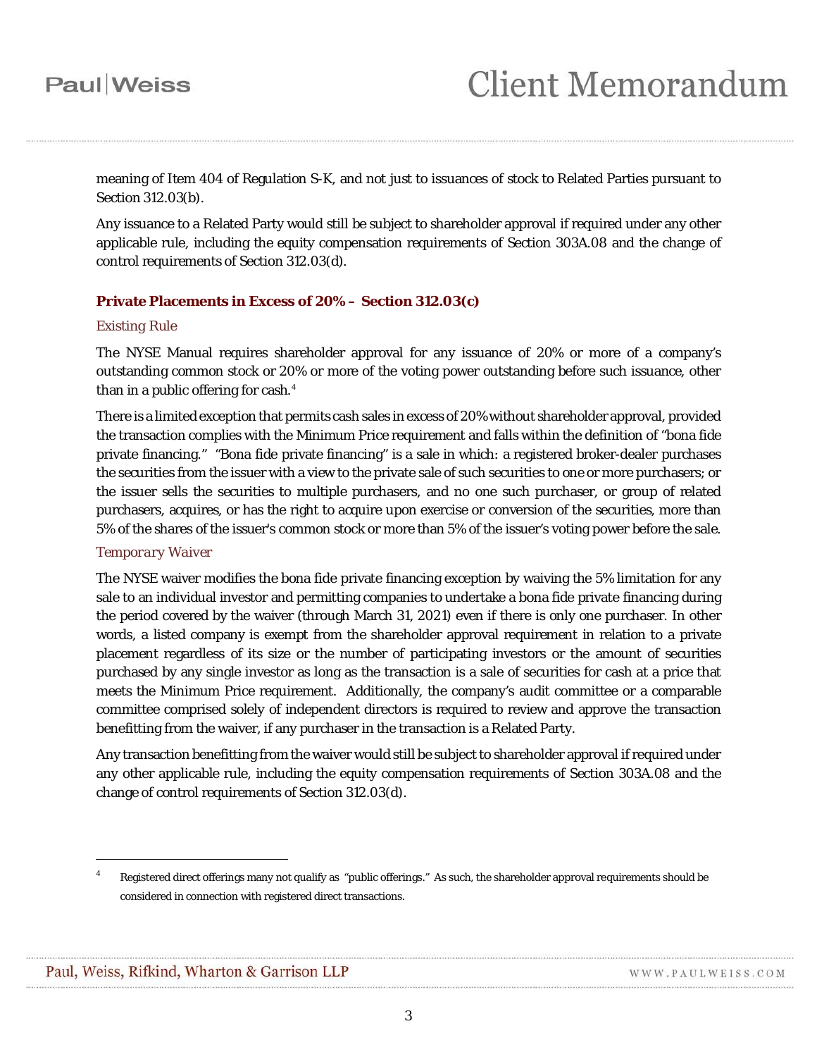meaning of Item 404 of Regulation S-K, and not just to issuances of stock to Related Parties pursuant to Section 312.03(b).

Any issuance to a Related Party would still be subject to shareholder approval if required under any other applicable rule, including the equity compensation requirements of Section 303A.08 and the change of control requirements of Section 312.03(d).

### Private Placements in Excess of 20% – Section 312.03(c)

#### *Existing Rule*

The NYSE Manual requires shareholder approval for any issuance of 20% or more of a company's outstanding common stock or 20% or more of the voting power outstanding before such issuance, other than in a public offering for cash.[4]

There is a limited exception that permits cash sales in excess of 20% without shareholder approval, provided the transaction complies with the Minimum Price requirement and falls within the definition of "bona fide private financing." "Bona fide private financing" is a sale in which: a registered broker-dealer purchases the securities from the issuer with a view to the private sale of such securities to one or more purchasers; or the issuer sells the securities to multiple purchasers, and no one such purchaser, or group of related purchasers, acquires, or has the right to acquire upon exercise or conversion of the securities, more than 5% of the shares of the issuer's common stock or more than 5% of the issuer's voting power before the sale.

#### *Temporary Waiver*

The NYSE waiver modifies the bona fide private financing exception by waiving the 5% limitation for any sale to an individual investor and permitting companies to undertake a bona fide private financing during the period covered by the waiver (through March 31, 2021) even if there is only one purchaser. In other words, a listed company is exempt from the shareholder approval requirement in relation to a private placement regardless of its size or the number of participating investors or the amount of securities purchased by any single investor as long as the transaction is a sale of securities for cash at a price that meets the Minimum Price requirement. Additionally, the company's audit committee or a comparable committee comprised solely of independent directors is required to review and approve the transaction benefitting from the waiver, if any purchaser in the transaction is a Related Party.

Any transaction benefitting from the waiver would still be subject to shareholder approval if required under any other applicable rule, including the equity compensation requirements of Section 303A.08 and the change of control requirements of Section 312.03(d).

---

[4] Registered direct offerings many not qualify as "public offerings." As such, the shareholder approval requirements should be considered in connection with registered direct transactions.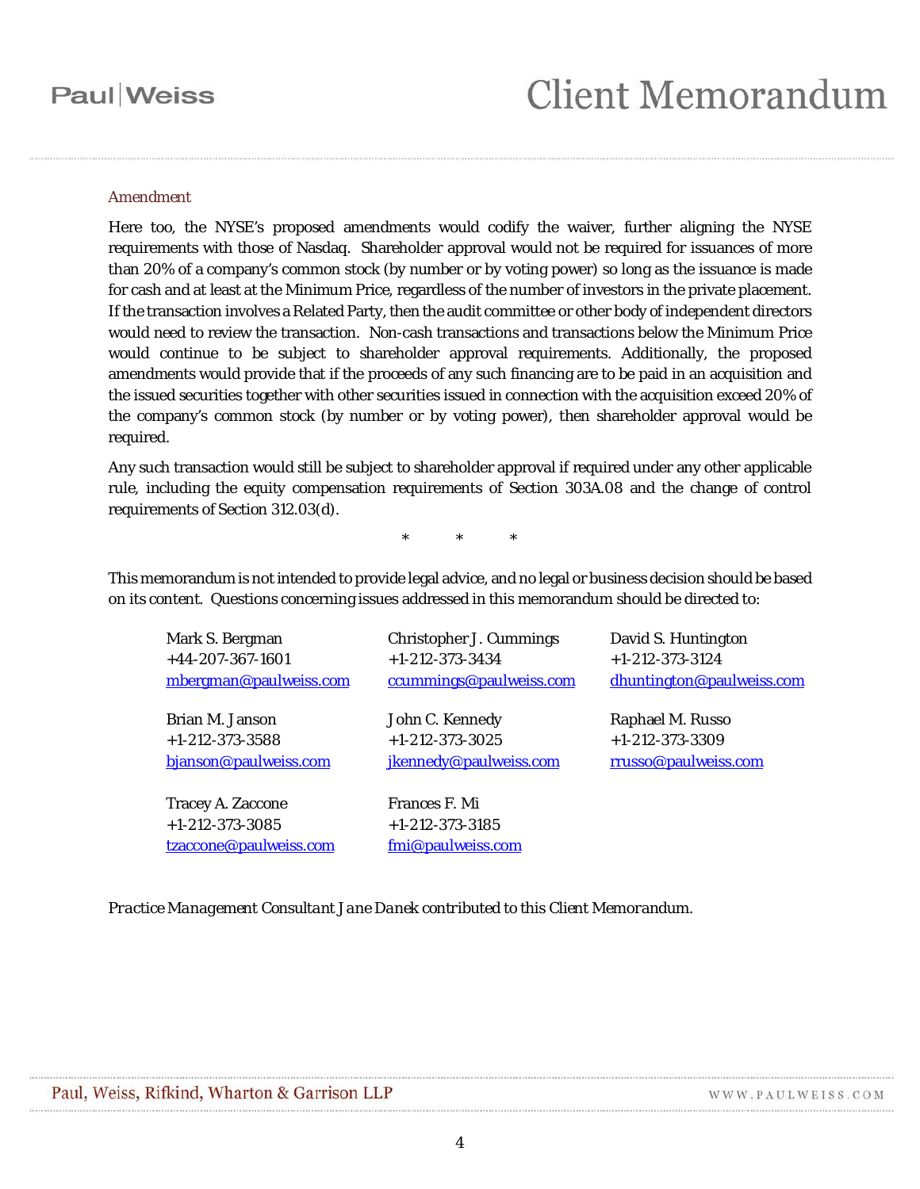*Amendment*

Here too, the NYSE's proposed amendments would codify the waiver, further aligning the NYSE requirements with those of Nasdaq. Shareholder approval would not be required for issuances of more than 20% of a company's common stock (by number or by voting power) so long as the issuance is made for cash and at least at the Minimum Price, regardless of the number of investors in the private placement. If the transaction involves a Related Party, then the audit committee or other body of independent directors would need to review the transaction. Non-cash transactions and transactions below the Minimum Price would continue to be subject to shareholder approval requirements. Additionally, the proposed amendments would provide that if the proceeds of any such financing are to be paid in an acquisition and the issued securities together with other securities issued in connection with the acquisition exceed 20% of the company's common stock (by number or by voting power), then shareholder approval would be required.

Any such transaction would still be subject to shareholder approval if required under any other applicable rule, including the equity compensation requirements of Section 303A.08 and the change of control requirements of Section 312.03(d).

\* \* \*

This memorandum is not intended to provide legal advice, and no legal or business decision should be based on its content. Questions concerning issues addressed in this memorandum should be directed to:

Mark S. Bergman
+44-207-367-1601
mbergman@paulweiss.com

Christopher J. Cummings
+1-212-373-3434
ccummings@paulweiss.com

David S. Huntington
+1-212-373-3124
dhuntington@paulweiss.com

Brian M. Janson
+1-212-373-3588
bjanson@paulweiss.com

John C. Kennedy
+1-212-373-3025
jkennedy@paulweiss.com

Raphael M. Russo
+1-212-373-3309
rrusso@paulweiss.com

Tracey A. Zaccone
+1-212-373-3085
tzaccone@paulweiss.com

Frances F. Mi
+1-212-373-3185
fmi@paulweiss.com

*Practice Management Consultant Jane Danek contributed to this Client Memorandum.*